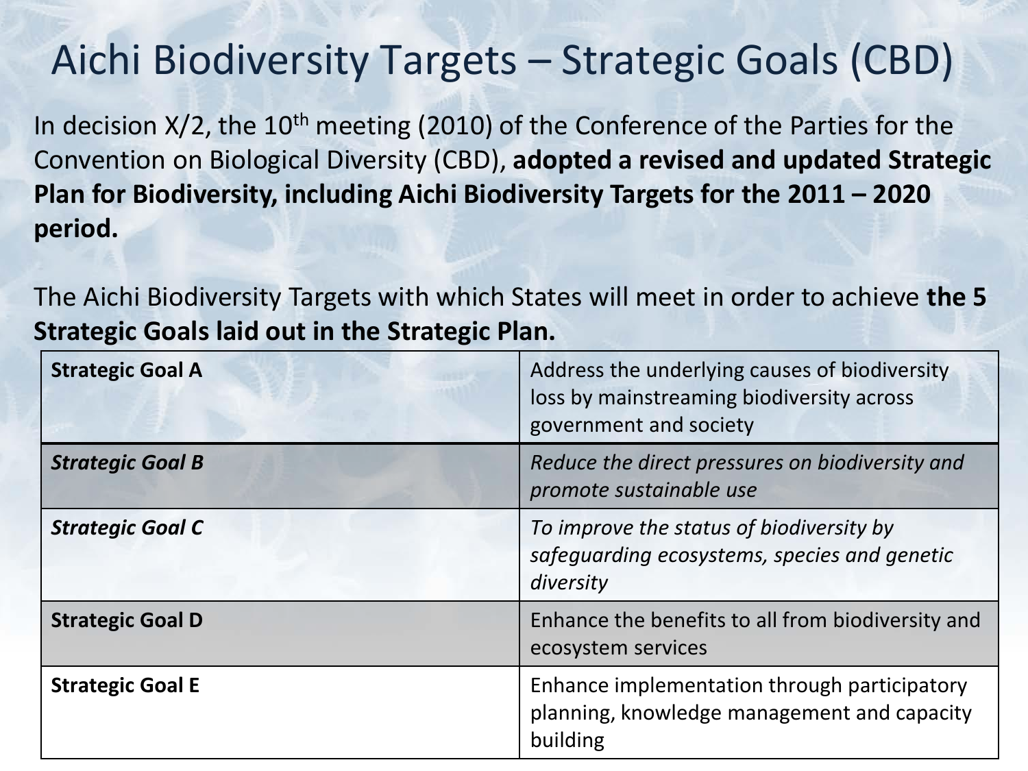# Aichi Biodiversity Targets – Strategic Goals (CBD)

In decision X/2, the 10th meeting (2010) of the Conference of the Parties for the Convention on Biological Diversity (CBD), **adopted a revised and updated Strategic Plan for Biodiversity, including Aichi Biodiversity Targets for the 2011 – 2020 period.**

The Aichi Biodiversity Targets with which States will meet in order to achieve **the 5 Strategic Goals laid out in the Strategic Plan.**

| | |
|---|---|
| **Strategic Goal A** | Address the underlying causes of biodiversity loss by mainstreaming biodiversity across government and society |
| ***Strategic Goal B*** | *Reduce the direct pressures on biodiversity and promote sustainable use* |
| ***Strategic Goal C*** | *To improve the status of biodiversity by safeguarding ecosystems, species and genetic diversity* |
| **Strategic Goal D** | Enhance the benefits to all from biodiversity and ecosystem services |
| **Strategic Goal E** | Enhance implementation through participatory planning, knowledge management and capacity building |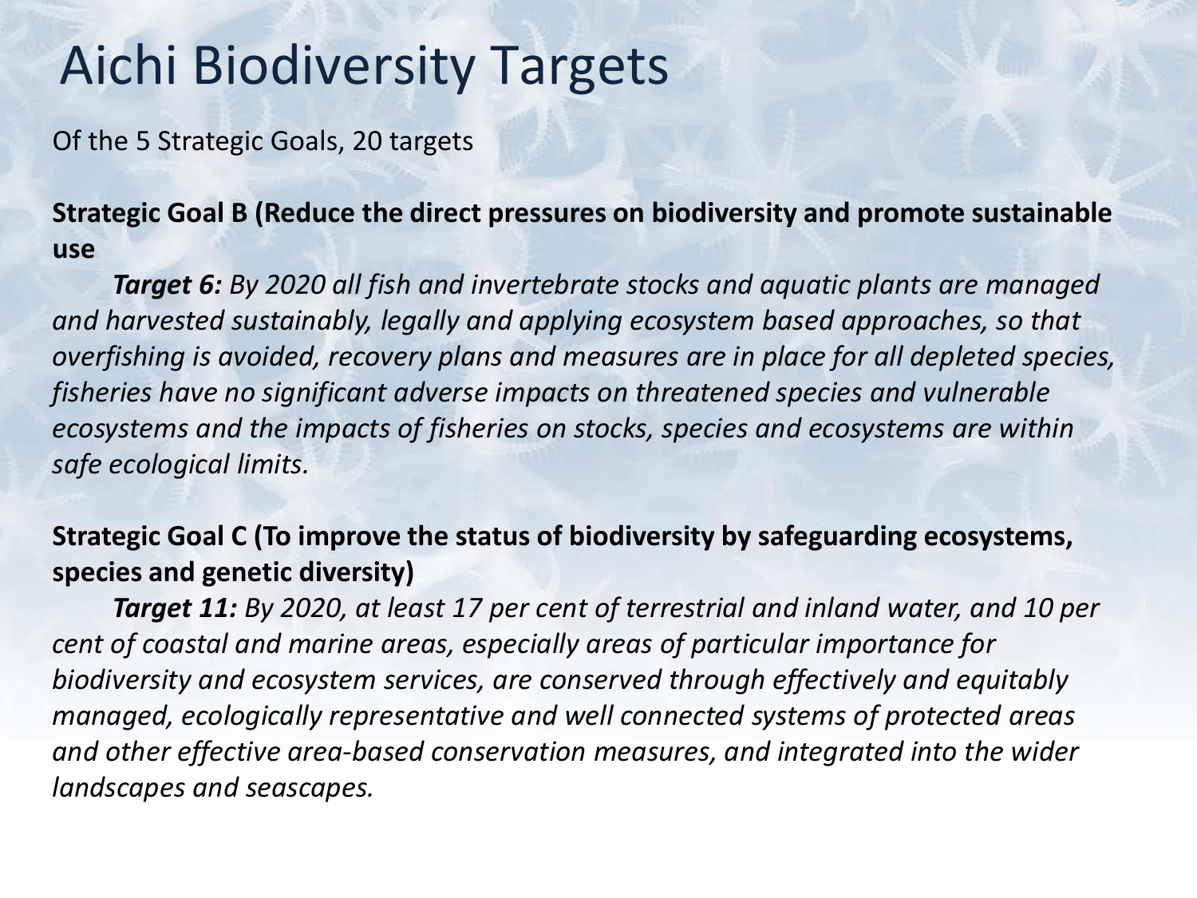# Aichi Biodiversity Targets

Of the 5 Strategic Goals, 20 targets

**Strategic Goal B (Reduce the direct pressures on biodiversity and promote sustainable use**

***Target 6:*** *By 2020 all fish and invertebrate stocks and aquatic plants are managed and harvested sustainably, legally and applying ecosystem based approaches, so that overfishing is avoided, recovery plans and measures are in place for all depleted species, fisheries have no significant adverse impacts on threatened species and vulnerable ecosystems and the impacts of fisheries on stocks, species and ecosystems are within safe ecological limits.*

**Strategic Goal C (To improve the status of biodiversity by safeguarding ecosystems, species and genetic diversity)**

***Target 11:*** *By 2020, at least 17 per cent of terrestrial and inland water, and 10 per cent of coastal and marine areas, especially areas of particular importance for biodiversity and ecosystem services, are conserved through effectively and equitably managed, ecologically representative and well connected systems of protected areas and other effective area-based conservation measures, and integrated into the wider landscapes and seascapes.*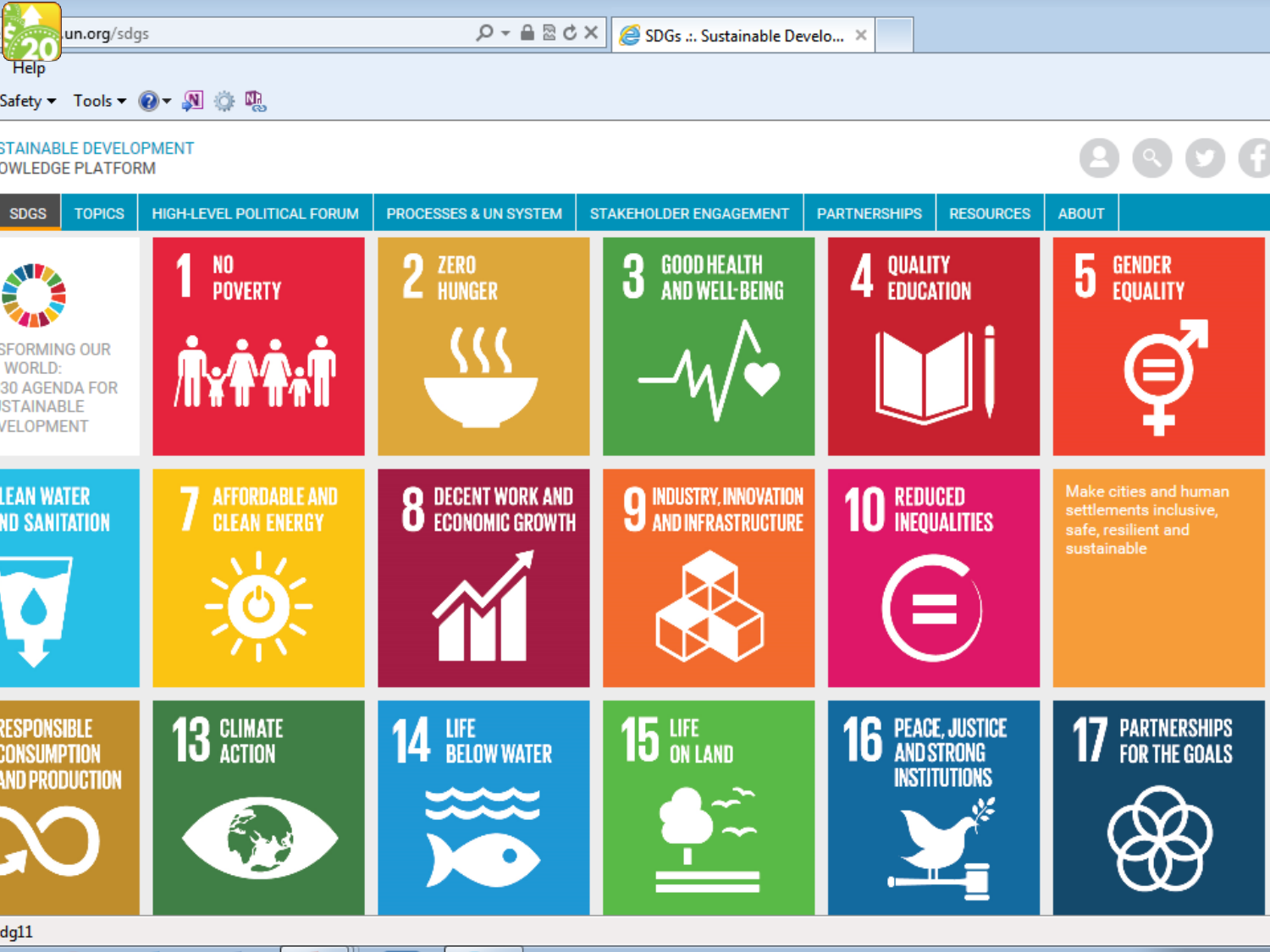un.org/sdgs

SDGs .:. Sustainable Develo...

Help

Safety ▾ Tools ▾

STAINABLE DEVELOPMENT
OWLEDGE PLATFORM

SDGS | TOPICS | HIGH-LEVEL POLITICAL FORUM | PROCESSES & UN SYSTEM | STAKEHOLDER ENGAGEMENT | PARTNERSHIPS | RESOURCES | ABOUT

SFORMING OUR WORLD: 30 AGENDA FOR STAINABLE VELOPMENT

1 NO POVERTY

2 ZERO HUNGER

3 GOOD HEALTH AND WELL-BEING

4 QUALITY EDUCATION

5 GENDER EQUALITY

LEAN WATER ND SANITATION

7 AFFORDABLE AND CLEAN ENERGY

8 DECENT WORK AND ECONOMIC GROWTH

9 INDUSTRY, INNOVATION AND INFRASTRUCTURE

10 REDUCED INEQUALITIES

Make cities and human settlements inclusive, safe, resilient and sustainable

RESPONSIBLE CONSUMPTION AND PRODUCTION

13 CLIMATE ACTION

14 LIFE BELOW WATER

15 LIFE ON LAND

16 PEACE, JUSTICE AND STRONG INSTITUTIONS

17 PARTNERSHIPS FOR THE GOALS

dg11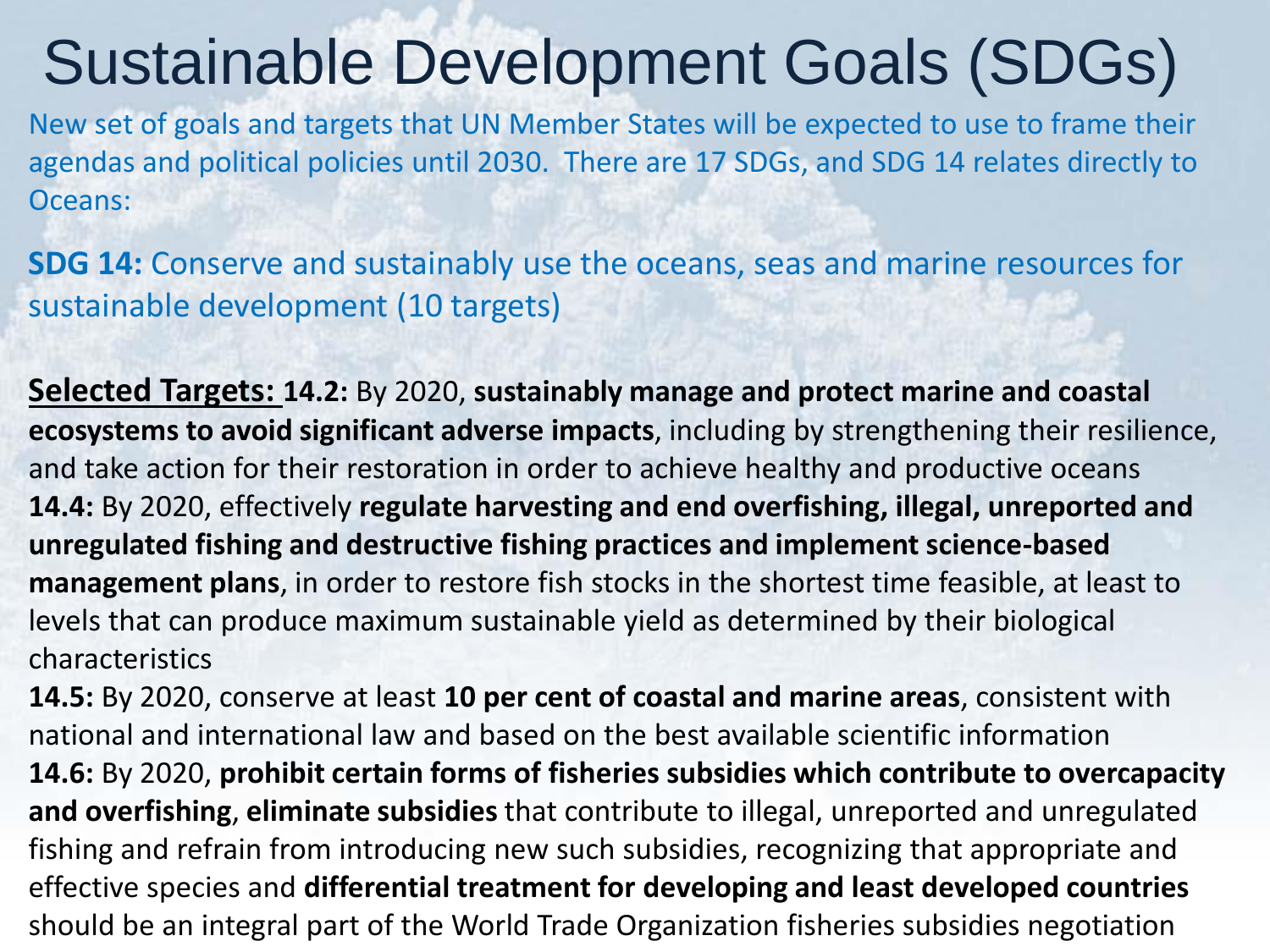# Sustainable Development Goals (SDGs)

New set of goals and targets that UN Member States will be expected to use to frame their agendas and political policies until 2030. There are 17 SDGs, and SDG 14 relates directly to Oceans:

**SDG 14:** Conserve and sustainably use the oceans, seas and marine resources for sustainable development (10 targets)

**Selected Targets:** **14.2:** By 2020, **sustainably manage and protect marine and coastal ecosystems to avoid significant adverse impacts**, including by strengthening their resilience, and take action for their restoration in order to achieve healthy and productive oceans

**14.4:** By 2020, effectively **regulate harvesting and end overfishing, illegal, unreported and unregulated fishing and destructive fishing practices and implement science-based management plans**, in order to restore fish stocks in the shortest time feasible, at least to levels that can produce maximum sustainable yield as determined by their biological characteristics

**14.5:** By 2020, conserve at least **10 per cent of coastal and marine areas**, consistent with national and international law and based on the best available scientific information

**14.6:** By 2020, **prohibit certain forms of fisheries subsidies which contribute to overcapacity and overfishing**, **eliminate subsidies** that contribute to illegal, unreported and unregulated fishing and refrain from introducing new such subsidies, recognizing that appropriate and effective species and **differential treatment for developing and least developed countries** should be an integral part of the World Trade Organization fisheries subsidies negotiation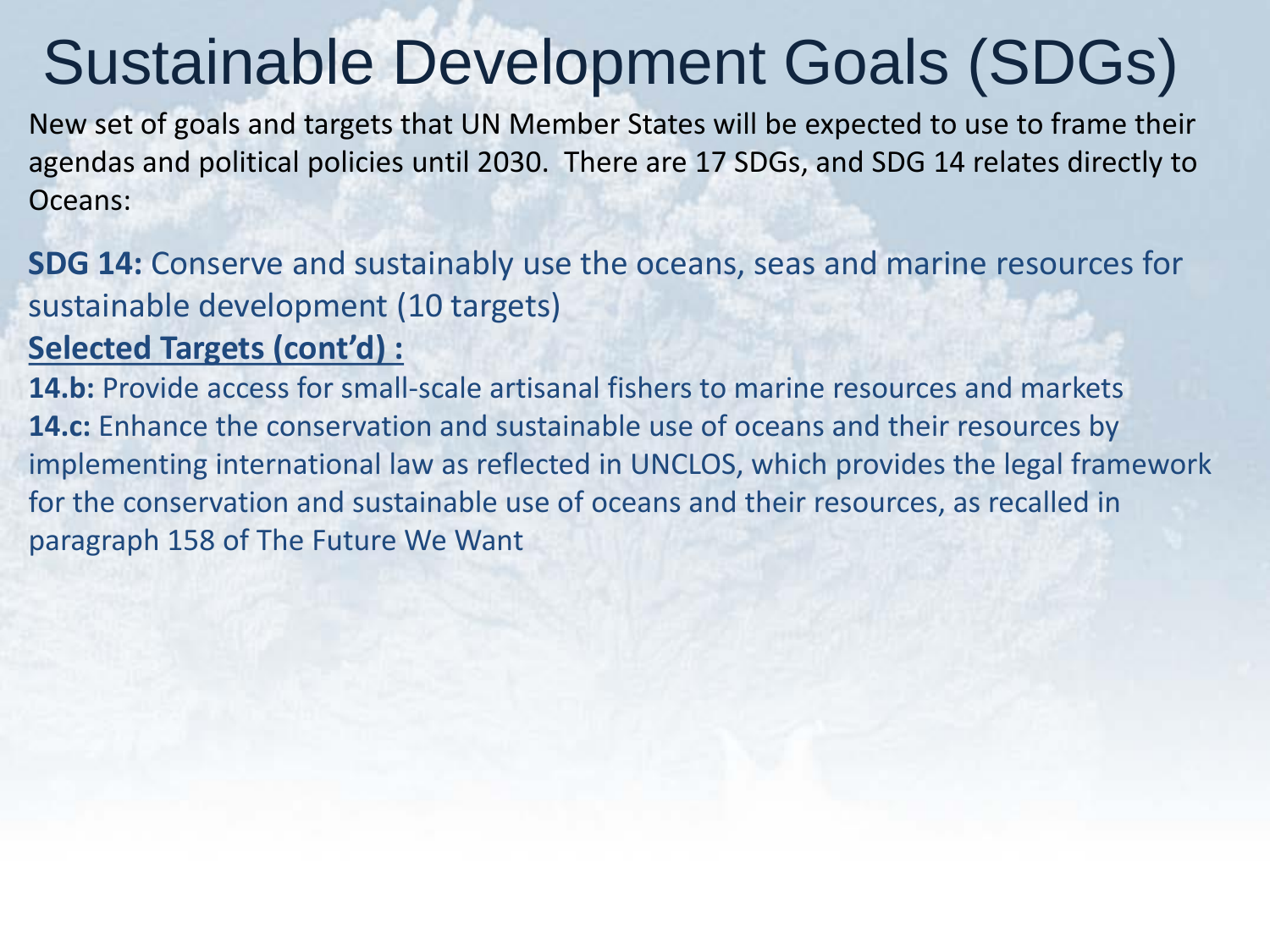# Sustainable Development Goals (SDGs)

New set of goals and targets that UN Member States will be expected to use to frame their agendas and political policies until 2030. There are 17 SDGs, and SDG 14 relates directly to Oceans:

**SDG 14:** Conserve and sustainably use the oceans, seas and marine resources for sustainable development (10 targets)

**Selected Targets (cont'd) :**

**14.b:** Provide access for small-scale artisanal fishers to marine resources and markets
**14.c:** Enhance the conservation and sustainable use of oceans and their resources by implementing international law as reflected in UNCLOS, which provides the legal framework for the conservation and sustainable use of oceans and their resources, as recalled in paragraph 158 of The Future We Want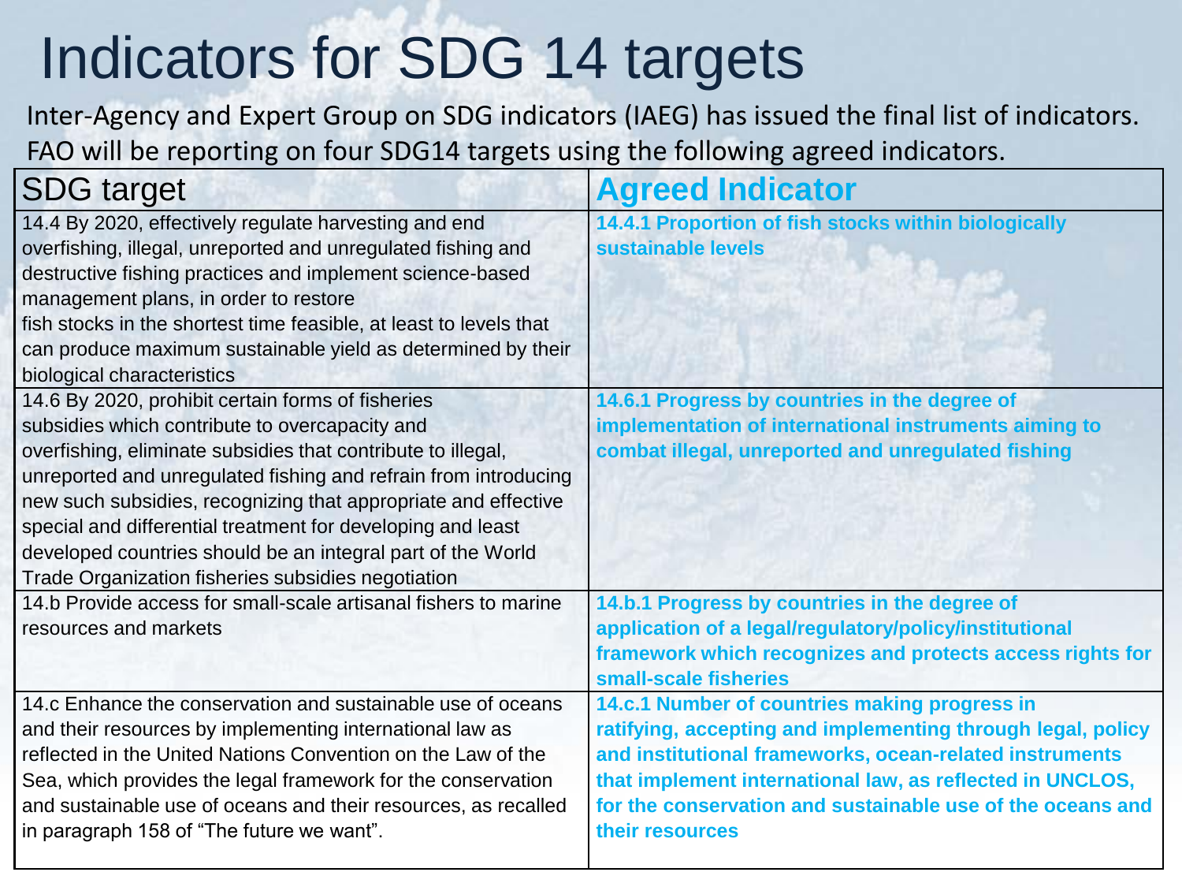# Indicators for SDG 14 targets

Inter-Agency and Expert Group on SDG indicators (IAEG) has issued the final list of indicators. FAO will be reporting on four SDG14 targets using the following agreed indicators.

| SDG target | **Agreed Indicator** |
|---|---|
| 14.4 By 2020, effectively regulate harvesting and end overfishing, illegal, unreported and unregulated fishing and destructive fishing practices and implement science-based management plans, in order to restore fish stocks in the shortest time feasible, at least to levels that can produce maximum sustainable yield as determined by their biological characteristics | **14.4.1 Proportion of fish stocks within biologically sustainable levels** |
| 14.6 By 2020, prohibit certain forms of fisheries subsidies which contribute to overcapacity and overfishing, eliminate subsidies that contribute to illegal, unreported and unregulated fishing and refrain from introducing new such subsidies, recognizing that appropriate and effective special and differential treatment for developing and least developed countries should be an integral part of the World Trade Organization fisheries subsidies negotiation | **14.6.1 Progress by countries in the degree of implementation of international instruments aiming to combat illegal, unreported and unregulated fishing** |
| 14.b Provide access for small-scale artisanal fishers to marine resources and markets | **14.b.1 Progress by countries in the degree of application of a legal/regulatory/policy/institutional framework which recognizes and protects access rights for small-scale fisheries** |
| 14.c Enhance the conservation and sustainable use of oceans and their resources by implementing international law as reflected in the United Nations Convention on the Law of the Sea, which provides the legal framework for the conservation and sustainable use of oceans and their resources, as recalled in paragraph 158 of "The future we want". | **14.c.1 Number of countries making progress in ratifying, accepting and implementing through legal, policy and institutional frameworks, ocean-related instruments that implement international law, as reflected in UNCLOS, for the conservation and sustainable use of the oceans and their resources** |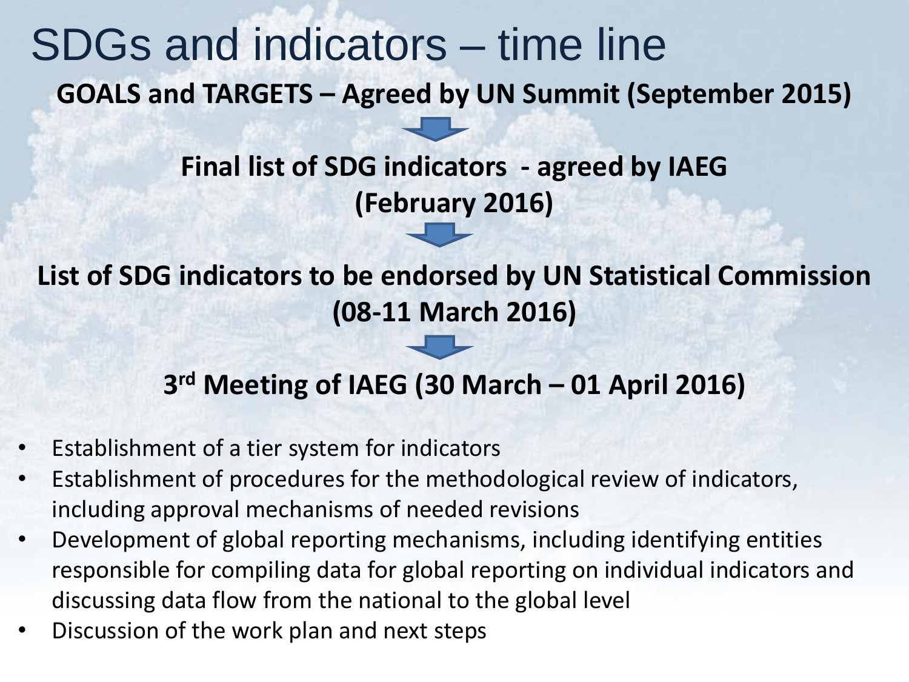# SDGs and indicators – time line

**GOALS and TARGETS – Agreed by UN Summit (September 2015)**

**Final list of SDG indicators - agreed by IAEG (February 2016)**

**List of SDG indicators to be endorsed by UN Statistical Commission (08-11 March 2016)**

**3rd Meeting of IAEG (30 March – 01 April 2016)**

- Establishment of a tier system for indicators
- Establishment of procedures for the methodological review of indicators, including approval mechanisms of needed revisions
- Development of global reporting mechanisms, including identifying entities responsible for compiling data for global reporting on individual indicators and discussing data flow from the national to the global level
- Discussion of the work plan and next steps